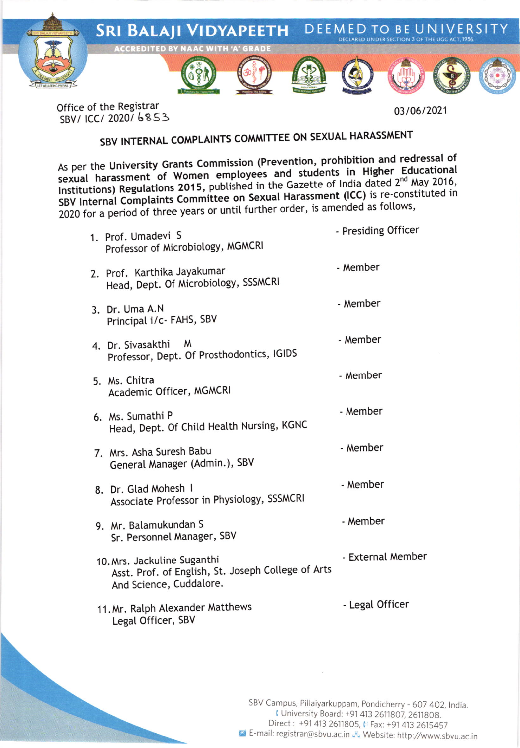# SRI BALAJI VIDYAPEETH DEEMED TO BE UNIVERSITY

DECLARED UNDER SECTION 3 OF THE UGC ACT, 1956.

ACCREDITED BY NAAC WITH 'A' GRADE

Office of the Registrar
SBV/ ICC/ 2020/ 6853

03/06/2021

## SBV INTERNAL COMPLAINTS COMMITTEE ON SEXUAL HARASSMENT

As per the **University Grants Commission (Prevention, prohibition and redressal of sexual harassment of Women employees and students in Higher Educational Institutions) Regulations 2015**, published in the Gazette of India dated 2nd May 2016, **SBV Internal Complaints Committee on Sexual Harassment (ICC)** is re-constituted in 2020 for a period of three years or until further order, is amended as follows,

| | Name & Designation | Role |
|---|---|---|
| 1. | Prof. Umadevi S<br>Professor of Microbiology, MGMCRI | - Presiding Officer |
| 2. | Prof. Karthika Jayakumar<br>Head, Dept. Of Microbiology, SSSMCRI | - Member |
| 3. | Dr. Uma A.N<br>Principal i/c- FAHS, SBV | - Member |
| 4. | Dr. Sivasakthi M<br>Professor, Dept. Of Prosthodontics, IGIDS | - Member |
| 5. | Ms. Chitra<br>Academic Officer, MGMCRI | - Member |
| 6. | Ms. Sumathi P<br>Head, Dept. Of Child Health Nursing, KGNC | - Member |
| 7. | Mrs. Asha Suresh Babu<br>General Manager (Admin.), SBV | - Member |
| 8. | Dr. Glad Mohesh I<br>Associate Professor in Physiology, SSSMCRI | - Member |
| 9. | Mr. Balamukundan S<br>Sr. Personnel Manager, SBV | - Member |
| 10. | Mrs. Jackuline Suganthi<br>Asst. Prof. of English, St. Joseph College of Arts And Science, Cuddalore. | - External Member |
| 11. | Mr. Ralph Alexander Matthews<br>Legal Officer, SBV | - Legal Officer |

SBV Campus, Pillaiyarkuppam, Pondicherry - 607 402, India.
University Board: +91 413 2611807, 2611808.
Direct : +91 413 2611805, Fax: +91 413 2615457
E-mail: registrar@sbvu.ac.in Website: http://www.sbvu.ac.in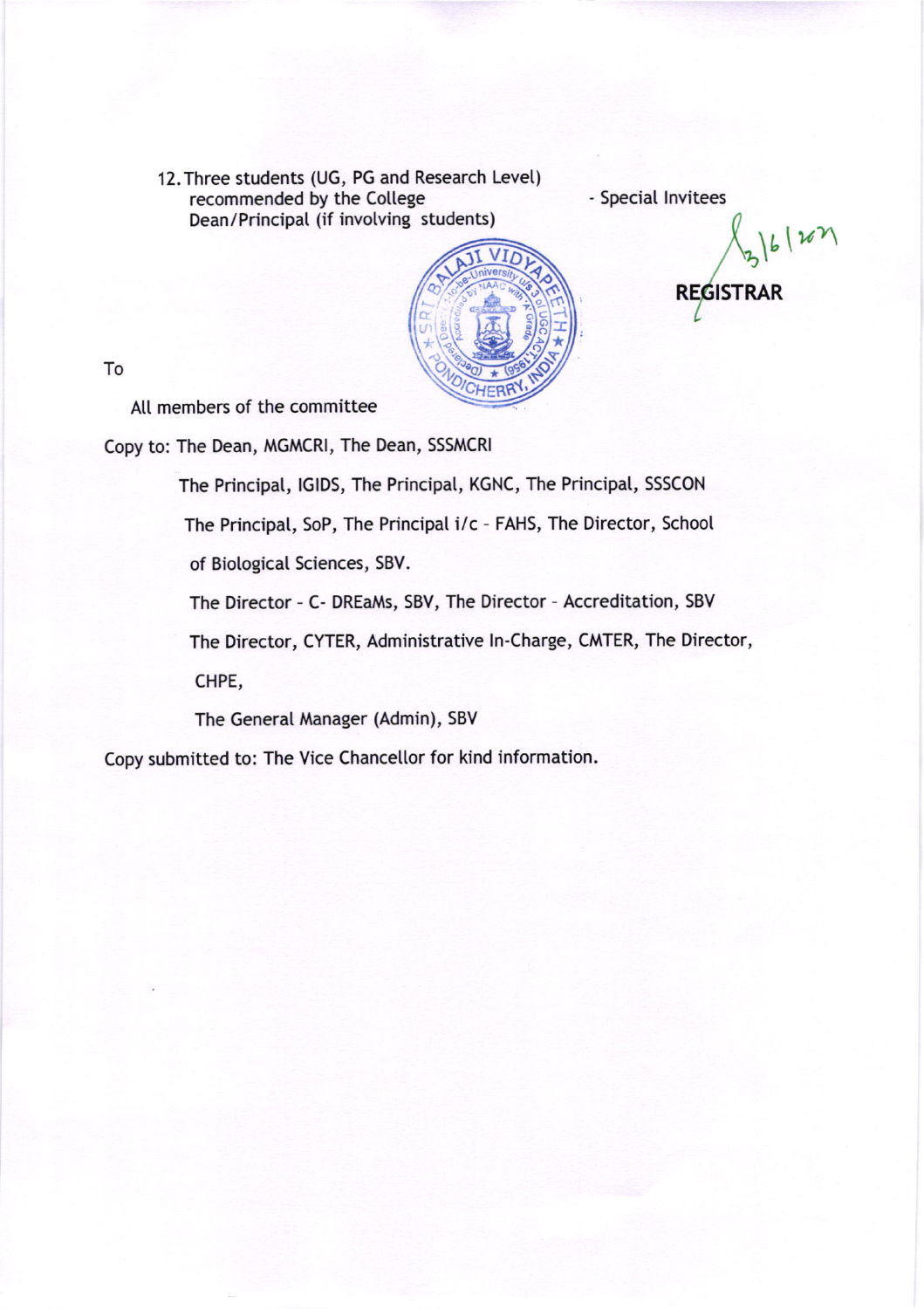12. Three students (UG, PG and Research Level) recommended by the College Dean/Principal (if involving students) - Special Invitees

3/6/2021

**REGISTRAR**

To

All members of the committee

Copy to: The Dean, MGMCRI, The Dean, SSSMCRI

The Principal, IGIDS, The Principal, KGNC, The Principal, SSSCON

The Principal, SoP, The Principal i/c - FAHS, The Director, School of Biological Sciences, SBV.

The Director - C- DREaMs, SBV, The Director - Accreditation, SBV

The Director, CYTER, Administrative In-Charge, CMTER, The Director, CHPE,

The General Manager (Admin), SBV

Copy submitted to: The Vice Chancellor for kind information.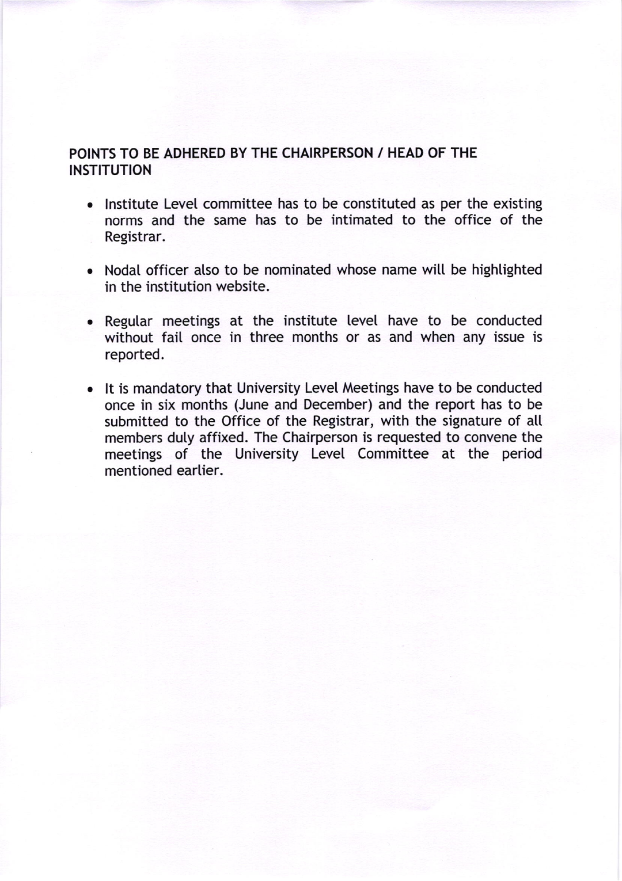## POINTS TO BE ADHERED BY THE CHAIRPERSON / HEAD OF THE INSTITUTION

- Institute Level committee has to be constituted as per the existing norms and the same has to be intimated to the office of the Registrar.
- Nodal officer also to be nominated whose name will be highlighted in the institution website.
- Regular meetings at the institute level have to be conducted without fail once in three months or as and when any issue is reported.
- It is mandatory that University Level Meetings have to be conducted once in six months (June and December) and the report has to be submitted to the Office of the Registrar, with the signature of all members duly affixed. The Chairperson is requested to convene the meetings of the University Level Committee at the period mentioned earlier.